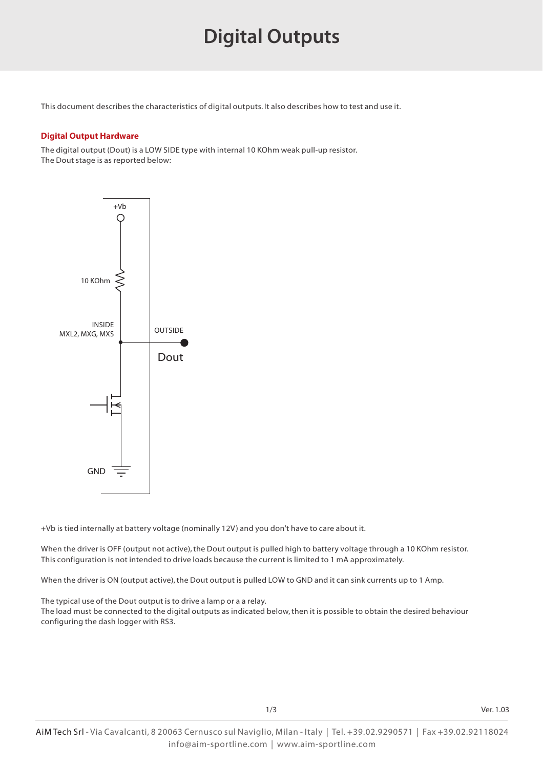# Digital Outputs

This document describes the characteristics of digital outputs. It also describes how to test and use it.

### Digital Output Hardware

The digital output (Dout) is a LOW SIDE type with internal 10 KOhm weak pull-up resistor.
The Dout stage is as reported below:

+Vb

10 KOhm

INSIDE
MXL2, MXG, MXS

OUTSIDE

Dout

GND

+Vb is tied internally at battery voltage (nominally 12V) and you don't have to care about it.

When the driver is OFF (output not active), the Dout output is pulled high to battery voltage through a 10 KOhm resistor. This configuration is not intended to drive loads because the current is limited to 1 mA approximately.

When the driver is ON (output active), the Dout output is pulled LOW to GND and it can sink currents up to 1 Amp.

The typical use of the Dout output is to drive a lamp or a a relay.
The load must be connected to the digital outputs as indicated below, then it is possible to obtain the desired behaviour configuring the dash logger with RS3.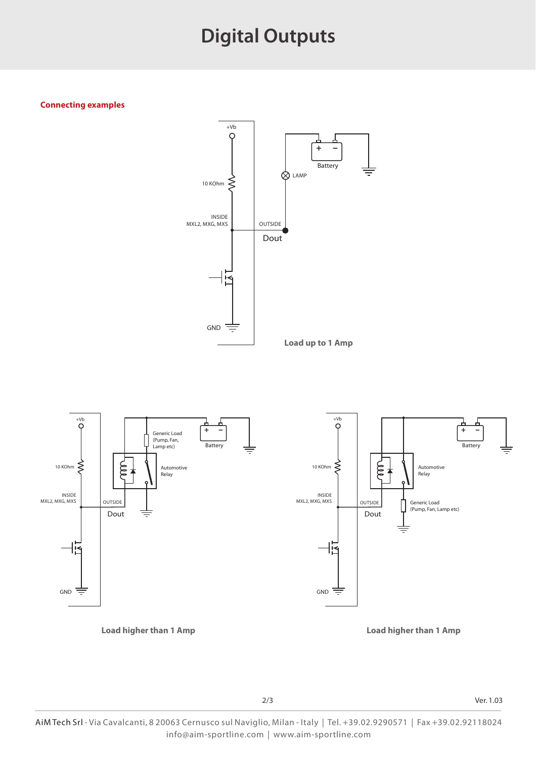# Digital Outputs

**Connecting examples**

+Vb

10 KOhm

INSIDE
MXL2, MXG, MXS

OUTSIDE

Dout

GND

LAMP

Battery

**Load up to 1 Amp**

+Vb

10 KOhm

INSIDE
MXL2, MXG, MXS

OUTSIDE

Dout

GND

Generic Load
(Pump, Fan,
Lamp etc)

Battery

Automotive
Relay

**Load higher than 1 Amp**

+Vb

10 KOhm

INSIDE
MXL2, MXG, MXS

OUTSIDE

Dout

GND

Battery

Automotive
Relay

Generic Load
(Pump, Fan, Lamp etc)

**Load higher than 1 Amp**

Ver. 1.03

AiM Tech Srl - Via Cavalcanti, 8 20063 Cernusco sul Naviglio, Milan - Italy | Tel. +39.02.9290571 | Fax +39.02.92118024
info@aim-sportline.com | www.aim-sportline.com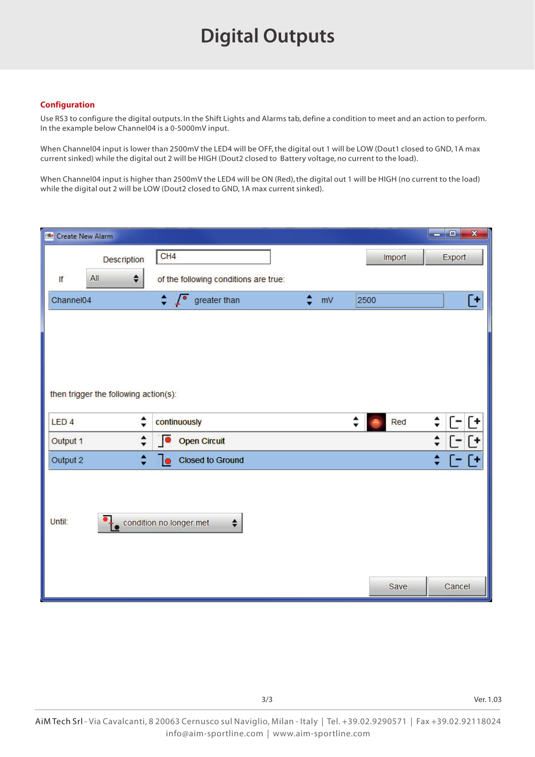# Digital Outputs

## Configuration

Use RS3 to configure the digital outputs. In the Shift Lights and Alarms tab, define a condition to meet and an action to perform. In the example below Channel04 is a 0-5000mV input.

When Channel04 input is lower than 2500mV the LED4 will be OFF, the digital out 1 will be LOW (Dout1 closed to GND, 1A max current sinked) while the digital out 2 will be HIGH (Dout2 closed to Battery voltage, no current to the load).

When Channel04 input is higher than 2500mV the LED4 will be ON (Red), the digital out 1 will be HIGH (no current to the load) while the digital out 2 will be LOW (Dout2 closed to GND, 1A max current sinked).